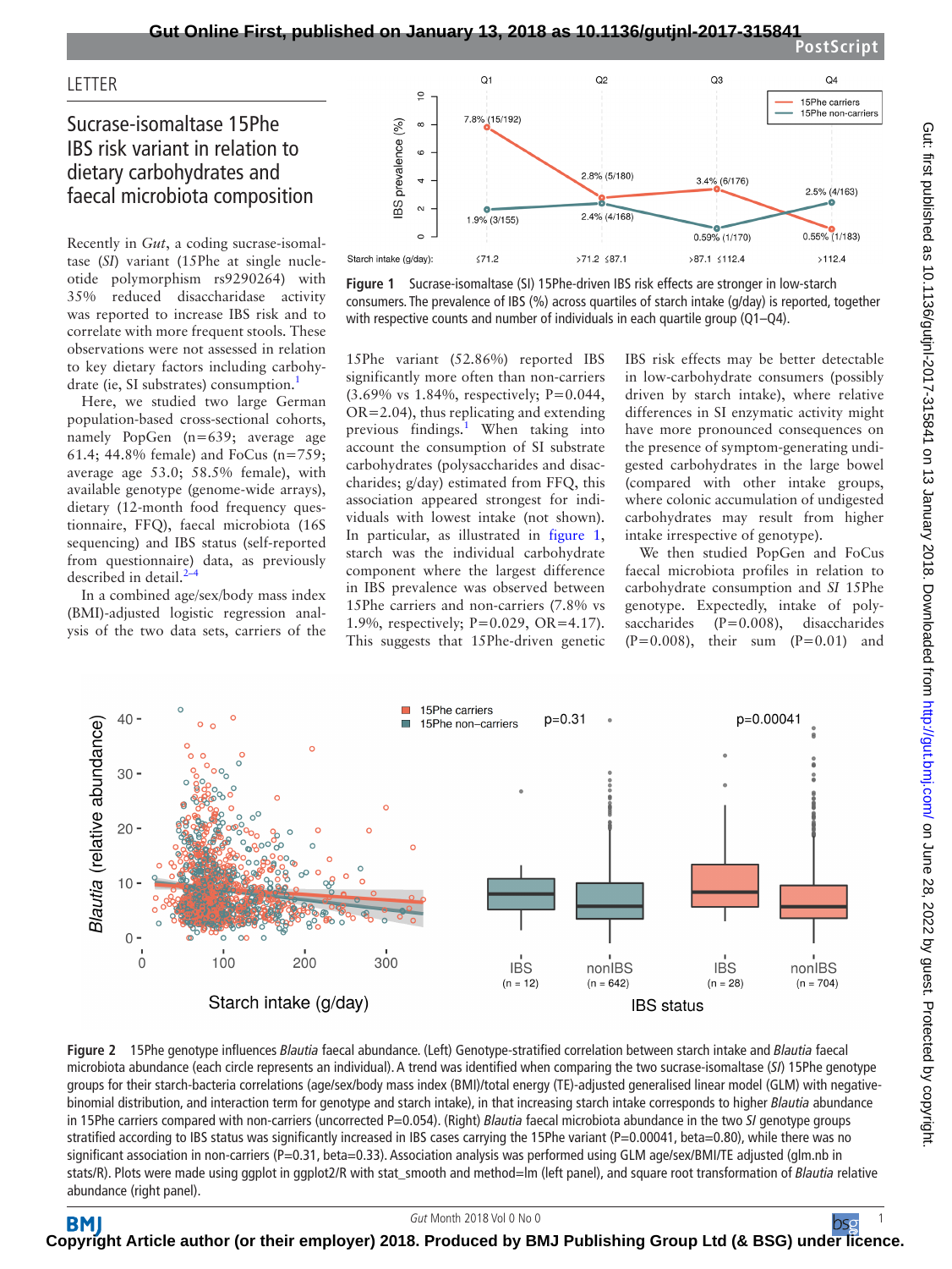LETTER

# Sucrase-isomaltase 15Phe IBS risk variant in relation to dietary carbohydrates and faecal microbiota composition

Recently in *Gut*, a coding sucrase-isomaltase (*SI*) variant (15Phe at single nucleotide polymorphism rs9290264) with 35% reduced disaccharidase activity was reported to increase IBS risk and to correlate with more frequent stools. These observations were not assessed in relation to key dietary factors including carbohydrate (ie, SI substrates) consumption.[1]

Here, we studied two large German population-based cross-sectional cohorts, namely PopGen (n=639; average age 61.4; 44.8% female) and FoCus (n=759; average age 53.0; 58.5% female), with available genotype (genome-wide arrays), dietary (12-month food frequency questionnaire, FFQ), faecal microbiota (16S sequencing) and IBS status (self-reported from questionnaire) data, as previously described in detail.[2–4]

In a combined age/sex/body mass index (BMI)-adjusted logistic regression analysis of the two data sets, carriers of the 15Phe variant (52.86%) reported IBS significantly more often than non-carriers (3.69% vs 1.84%, respectively; P=0.044, OR=2.04), thus replicating and extending previous findings.[1] When taking into account the consumption of SI substrate carbohydrates (polysaccharides and disaccharides; g/day) estimated from FFQ, this association appeared strongest for individuals with lowest intake (not shown). In particular, as illustrated in figure 1, starch was the individual carbohydrate component where the largest difference in IBS prevalence was observed between 15Phe carriers and non-carriers (7.8% vs 1.9%, respectively; P=0.029, OR=4.17). This suggests that 15Phe-driven genetic IBS risk effects may be better detectable in low-carbohydrate consumers (possibly driven by starch intake), where relative differences in SI enzymatic activity might have more pronounced consequences on the presence of symptom-generating undigested carbohydrates in the large bowel (compared with other intake groups, where colonic accumulation of undigested carbohydrates may result from higher intake irrespective of genotype).

We then studied PopGen and FoCus faecal microbiota profiles in relation to carbohydrate consumption and *SI* 15Phe genotype. Expectedly, intake of polysaccharides (P=0.008), disaccharides (P=0.008), their sum (P=0.01) and

**Figure 1** Sucrase-isomaltase (SI) 15Phe-driven IBS risk effects are stronger in low-starch consumers. The prevalence of IBS (%) across quartiles of starch intake (g/day) is reported, together with respective counts and number of individuals in each quartile group (Q1–Q4).

**Figure 2** 15Phe genotype influences *Blautia* faecal abundance. (Left) Genotype-stratified correlation between starch intake and *Blautia* faecal microbiota abundance (each circle represents an individual). A trend was identified when comparing the two sucrase-isomaltase (*SI*) 15Phe genotype groups for their starch-bacteria correlations (age/sex/body mass index (BMI)/total energy (TE)-adjusted generalised linear model (GLM) with negative-binomial distribution, and interaction term for genotype and starch intake), in that increasing starch intake corresponds to higher *Blautia* abundance in 15Phe carriers compared with non-carriers (uncorrected P=0.054). (Right) *Blautia* faecal microbiota abundance in the two *SI* genotype groups stratified according to IBS status was significantly increased in IBS cases carrying the 15Phe variant (P=0.00041, beta=0.80), while there was no significant association in non-carriers (P=0.31, beta=0.33). Association analysis was performed using GLM age/sex/BMI/TE adjusted (glm.nb in stats/R). Plots were made using ggplot in ggplot2/R with stat_smooth and method=lm (left panel), and square root transformation of *Blautia* relative abundance (right panel).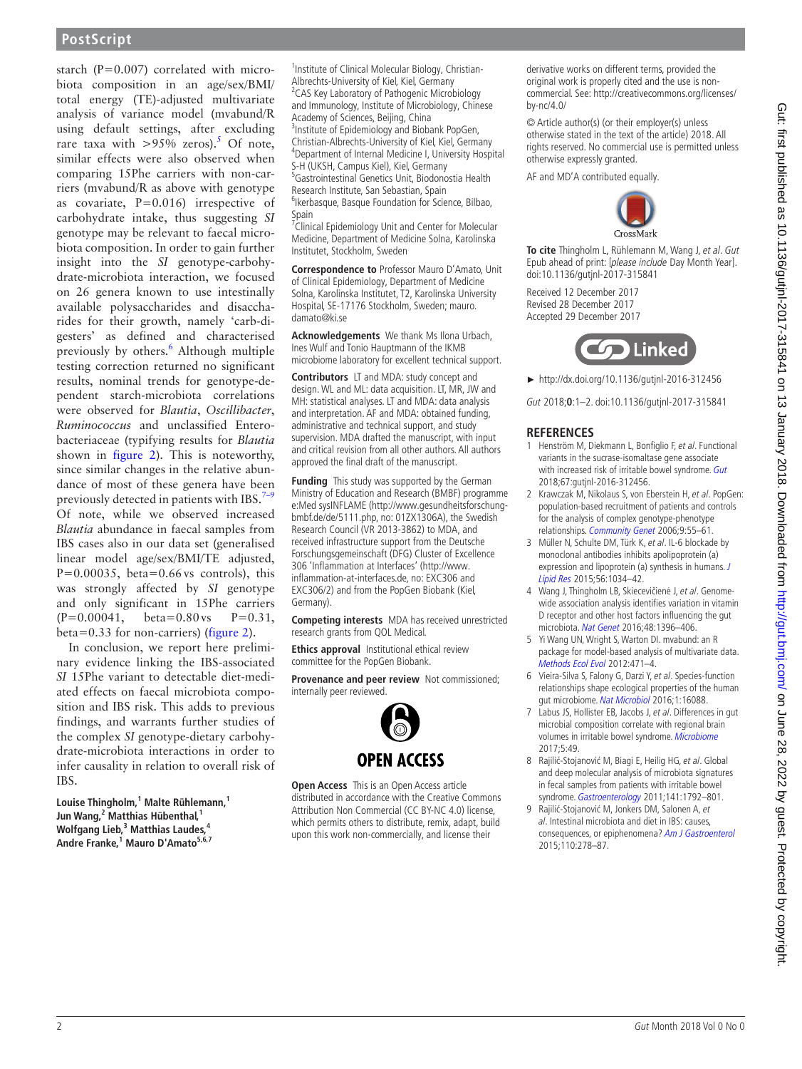starch (P=0.007) correlated with microbiota composition in an age/sex/BMI/total energy (TE)-adjusted multivariate analysis of variance model (mvabund/R using default settings, after excluding rare taxa with >95% zeros).[5] Of note, similar effects were also observed when comparing 15Phe carriers with non-carriers (mvabund/R as above with genotype as covariate, P=0.016) irrespective of carbohydrate intake, thus suggesting *SI* genotype may be relevant to faecal microbiota composition. In order to gain further insight into the *SI* genotype-carbohydrate-microbiota interaction, we focused on 26 genera known to use intestinally available polysaccharides and disaccharides for their growth, namely 'carb-digesters' as defined and characterised previously by others.[6] Although multiple testing correction returned no significant results, nominal trends for genotype-dependent starch-microbiota correlations were observed for *Blautia*, *Oscillibacter*, *Ruminococcus* and unclassified Enterobacteriaceae (typifying results for *Blautia* shown in figure 2). This is noteworthy, since similar changes in the relative abundance of most of these genera have been previously detected in patients with IBS.[7–9] Of note, while we observed increased *Blautia* abundance in faecal samples from IBS cases also in our data set (generalised linear model age/sex/BMI/TE adjusted, P=0.00035, beta=0.66 vs controls), this was strongly affected by *SI* genotype and only significant in 15Phe carriers (P=0.00041, beta=0.80 vs P=0.31, beta=0.33 for non-carriers) (figure 2).

In conclusion, we report here preliminary evidence linking the IBS-associated *SI* 15Phe variant to detectable diet-mediated effects on faecal microbiota composition and IBS risk. This adds to previous findings, and warrants further studies of the complex *SI* genotype-dietary carbohydrate-microbiota interactions in order to infer causality in relation to overall risk of IBS.

**Louise Thingholm,[1] Malte Rühlemann,[1] Jun Wang,[2] Matthias Hübenthal,[1] Wolfgang Lieb,[3] Matthias Laudes,[4] Andre Franke,[1] Mauro D'Amato[5,6,7]**

[1]Institute of Clinical Molecular Biology, Christian-Albrechts-University of Kiel, Kiel, Germany
[2]CAS Key Laboratory of Pathogenic Microbiology and Immunology, Institute of Microbiology, Chinese Academy of Sciences, Beijing, China
[3]Institute of Epidemiology and Biobank PopGen, Christian-Albrechts-University of Kiel, Kiel, Germany
[4]Department of Internal Medicine I, University Hospital S-H (UKSH, Campus Kiel), Kiel, Germany
[5]Gastrointestinal Genetics Unit, Biodonostia Health Research Institute, San Sebastian, Spain
[6]Ikerbasque, Basque Foundation for Science, Bilbao, Spain
[7]Clinical Epidemiology Unit and Center for Molecular Medicine, Department of Medicine Solna, Karolinska Institutet, Stockholm, Sweden

**Correspondence to** Professor Mauro D'Amato, Unit of Clinical Epidemiology, Department of Medicine Solna, Karolinska Institutet, T2, Karolinska University Hospital, SE-17176 Stockholm, Sweden; mauro.damato@ki.se

**Acknowledgements** We thank Ms Ilona Urbach, Ines Wulf and Tonio Hauptmann of the IKMB microbiome laboratory for excellent technical support.

**Contributors** LT and MDA: study concept and design. WL and ML: data acquisition. LT, MR, JW and MH: statistical analyses. LT and MDA: data analysis and interpretation. AF and MDA: obtained funding, administrative and technical support, and study supervision. MDA drafted the manuscript, with input and critical revision from all other authors. All authors approved the final draft of the manuscript.

**Funding** This study was supported by the German Ministry of Education and Research (BMBF) programme e:Med sysINFLAME (http://www.gesundheitsforschung-bmbf.de/de/5111.php, no: 01ZX1306A), the Swedish Research Council (VR 2013-3862) to MDA, and received infrastructure support from the Deutsche Forschungsgemeinschaft (DFG) Cluster of Excellence 306 'Inflammation at Interfaces' (http://www.inflammation-at-interfaces.de, no: EXC306 and EXC306/2) and from the PopGen Biobank (Kiel, Germany).

**Competing interests** MDA has received unrestricted research grants from QOL Medical.

**Ethics approval** Institutional ethical review committee for the PopGen Biobank.

**Provenance and peer review** Not commissioned; internally peer reviewed.

**OPEN ACCESS**

**Open Access** This is an Open Access article distributed in accordance with the Creative Commons Attribution Non Commercial (CC BY-NC 4.0) license, which permits others to distribute, remix, adapt, build upon this work non-commercially, and license their derivative works on different terms, provided the original work is properly cited and the use is non-commercial. See: http://creativecommons.org/licenses/by-nc/4.0/

© Article author(s) (or their employer(s) unless otherwise stated in the text of the article) 2018. All rights reserved. No commercial use is permitted unless otherwise expressly granted.

AF and MD'A contributed equally.

**To cite** Thingholm L, Rühlemann M, Wang J, *et al*. *Gut* Epub ahead of print: [*please include* Day Month Year]. doi:10.1136/gutjnl-2017-315841

Received 12 December 2017
Revised 28 December 2017
Accepted 29 December 2017

► http://dx.doi.org/10.1136/gutjnl-2016-312456

*Gut* 2018;**0**:1–2. doi:10.1136/gutjnl-2017-315841

## REFERENCES

1. Henström M, Diekmann L, Bonfiglio F, *et al*. Functional variants in the sucrase-isomaltase gene associate with increased risk of irritable bowel syndrome. *Gut* 2018;67:gutjnl-2016-312456.
2. Krawczak M, Nikolaus S, von Eberstein H, *et al*. PopGen: population-based recruitment of patients and controls for the analysis of complex genotype-phenotype relationships. *Community Genet* 2006;9:55–61.
3. Müller N, Schulte DM, Türk K, *et al*. IL-6 blockade by monoclonal antibodies inhibits apolipoprotein (a) expression and lipoprotein (a) synthesis in humans. *J Lipid Res* 2015;56:1034–42.
4. Wang J, Thingholm LB, Skiecevičienė J, *et al*. Genome-wide association analysis identifies variation in vitamin D receptor and other host factors influencing the gut microbiota. *Nat Genet* 2016;48:1396–406.
5. Yi Wang UN, Wright S, Warton DI. mvabund: an R package for model-based analysis of multivariate data. *Methods Ecol Evol* 2012:471–4.
6. Vieira-Silva S, Falony G, Darzi Y, *et al*. Species-function relationships shape ecological properties of the human gut microbiome. *Nat Microbiol* 2016;1:16088.
7. Labus JS, Hollister EB, Jacobs J, *et al*. Differences in gut microbial composition correlate with regional brain volumes in irritable bowel syndrome. *Microbiome* 2017;5:49.
8. Rajilić-Stojanović M, Biagi E, Heilig HG, *et al*. Global and deep molecular analysis of microbiota signatures in fecal samples from patients with irritable bowel syndrome. *Gastroenterology* 2011;141:1792–801.
9. Rajilić-Stojanović M, Jonkers DM, Salonen A, *et al*. Intestinal microbiota and diet in IBS: causes, consequences, or epiphenomena? *Am J Gastroenterol* 2015;110:278–87.